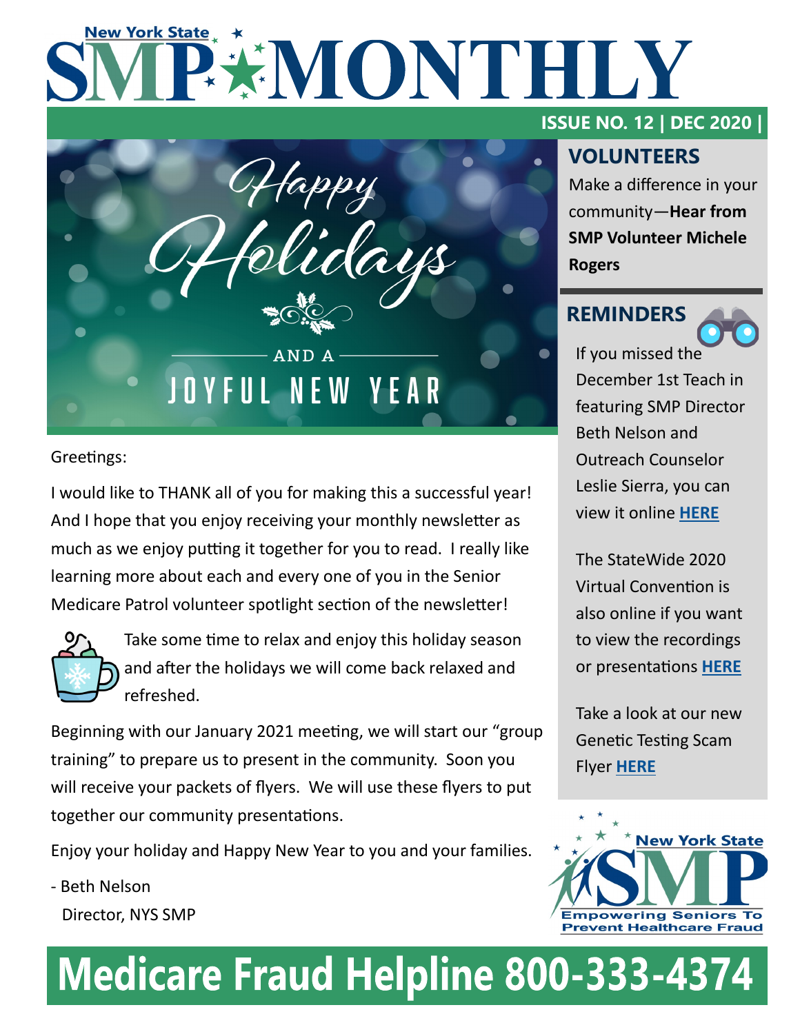# New York State SMP MONTHLY

**ISSUE NO. 12 | DEC 2020 |**

Happy Holidays

AND A

JOYFUL NEW YEAR

Greetings:

I would like to THANK all of you for making this a successful year! And I hope that you enjoy receiving your monthly newsletter as much as we enjoy putting it together for you to read. I really like learning more about each and every one of you in the Senior Medicare Patrol volunteer spotlight section of the newsletter!

Take some time to relax and enjoy this holiday season and after the holidays we will come back relaxed and refreshed.

Beginning with our January 2021 meeting, we will start our "group training" to prepare us to present in the community. Soon you will receive your packets of flyers. We will use these flyers to put together our community presentations.

Enjoy your holiday and Happy New Year to you and your families.

\- Beth Nelson
Director, NYS SMP

## VOLUNTEERS

Make a difference in your community—**Hear from SMP Volunteer Michele Rogers**

## REMINDERS

If you missed the December 1st Teach in featuring SMP Director Beth Nelson and Outreach Counselor Leslie Sierra, you can view it online **HERE**

The StateWide 2020 Virtual Convention is also online if you want to view the recordings or presentations **HERE**

Take a look at our new Genetic Testing Scam Flyer **HERE**

New York State SMP
Empowering Seniors To Prevent Healthcare Fraud

**Medicare Fraud Helpline 800-333-4374**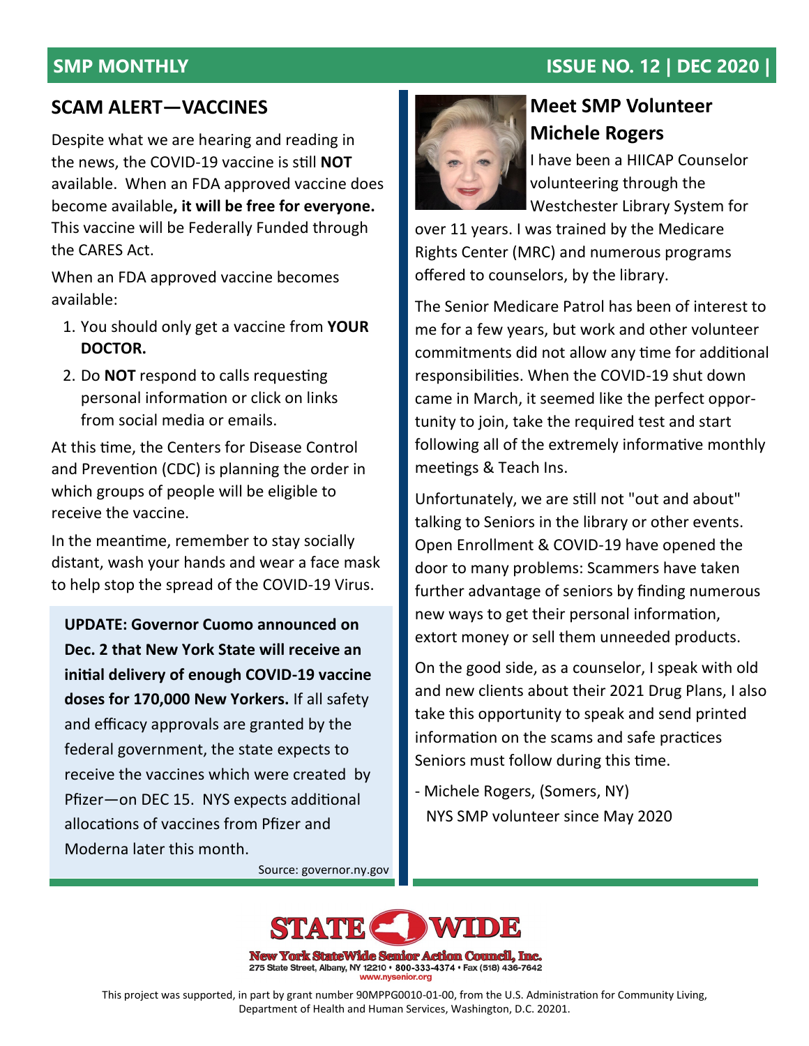## SCAM ALERT—VACCINES

Despite what we are hearing and reading in the news, the COVID-19 vaccine is still **NOT** available. When an FDA approved vaccine does become available**, it will be free for everyone.** This vaccine will be Federally Funded through the CARES Act.

When an FDA approved vaccine becomes available:

1. You should only get a vaccine from **YOUR DOCTOR.**
2. Do **NOT** respond to calls requesting personal information or click on links from social media or emails.

At this time, the Centers for Disease Control and Prevention (CDC) is planning the order in which groups of people will be eligible to receive the vaccine.

In the meantime, remember to stay socially distant, wash your hands and wear a face mask to help stop the spread of the COVID-19 Virus.

**UPDATE: Governor Cuomo announced on Dec. 2 that New York State will receive an initial delivery of enough COVID-19 vaccine doses for 170,000 New Yorkers.** If all safety and efficacy approvals are granted by the federal government, the state expects to receive the vaccines which were created by Pfizer—on DEC 15. NYS expects additional allocations of vaccines from Pfizer and Moderna later this month.

Source: governor.ny.gov

## Meet SMP Volunteer Michele Rogers

I have been a HIICAP Counselor volunteering through the Westchester Library System for over 11 years. I was trained by the Medicare Rights Center (MRC) and numerous programs offered to counselors, by the library.

The Senior Medicare Patrol has been of interest to me for a few years, but work and other volunteer commitments did not allow any time for additional responsibilities. When the COVID-19 shut down came in March, it seemed like the perfect opportunity to join, take the required test and start following all of the extremely informative monthly meetings & Teach Ins.

Unfortunately, we are still not "out and about" talking to Seniors in the library or other events. Open Enrollment & COVID-19 have opened the door to many problems: Scammers have taken further advantage of seniors by finding numerous new ways to get their personal information, extort money or sell them unneeded products.

On the good side, as a counselor, I speak with old and new clients about their 2021 Drug Plans, I also take this opportunity to speak and send printed information on the scams and safe practices Seniors must follow during this time.

- Michele Rogers, (Somers, NY)
  NYS SMP volunteer since May 2020

STATE WIDE

New York StateWide Senior Action Council, Inc.
275 State Street, Albany, NY 12210 • 800-333-4374 • Fax (518) 436-7642
www.nysenior.org

This project was supported, in part by grant number 90MPPG0010-01-00, from the U.S. Administration for Community Living, Department of Health and Human Services, Washington, D.C. 20201.